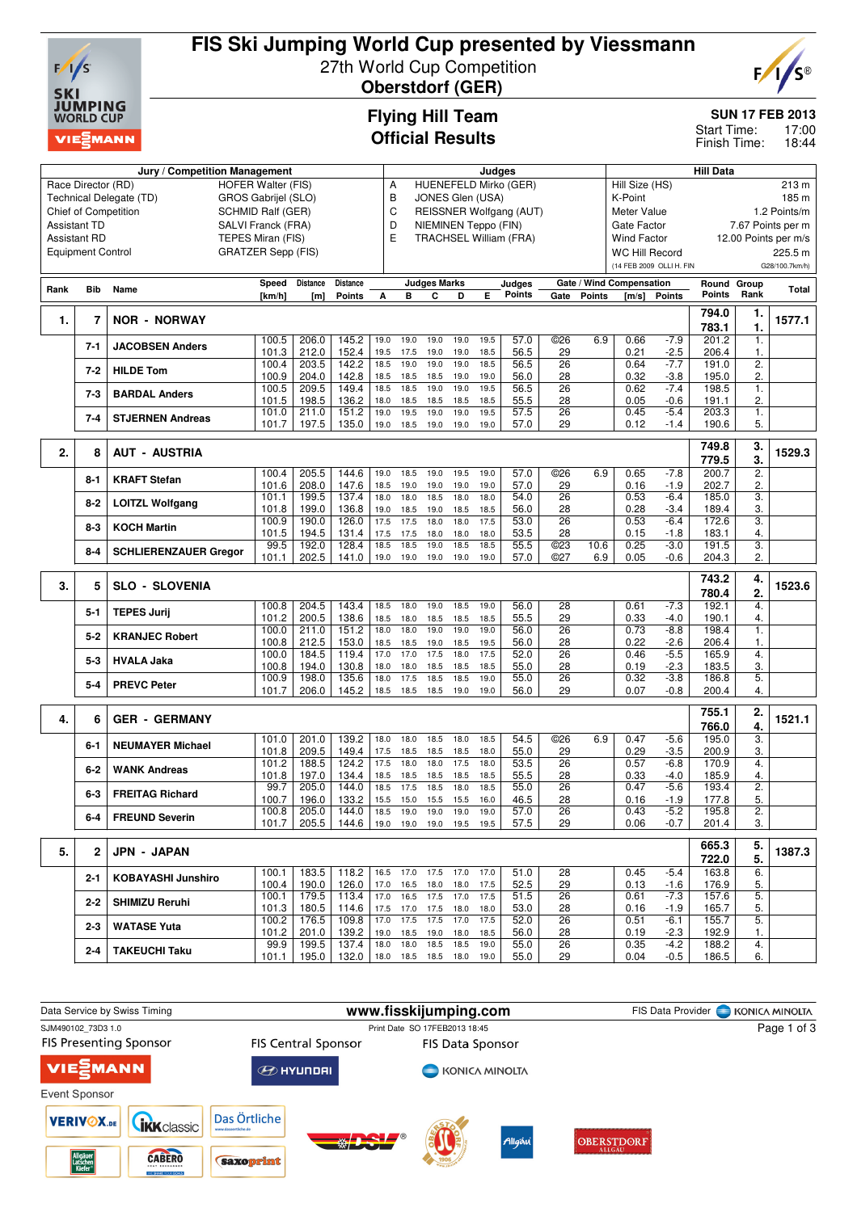# FIS Ski Jumping World Cup presented by Viessmann

27th World Cup Competition

**Oberstdorf (GER)**

## Flying Hill Team
## Official Results

**SUN 17 FEB 2013**
Start Time: 17:00
Finish Time: 18:44

| Jury / Competition Management | | Judges | | Hill Data | |
|---|---|---|---|---|---|
| Race Director (RD) | HOFER Walter (FIS) | A | HUENEFELD Mirko (GER) | Hill Size (HS) | 213 m |
| Technical Delegate (TD) | GROS Gabrijel (SLO) | B | JONES Glen (USA) | K-Point | 185 m |
| Chief of Competition | SCHMID Ralf (GER) | C | REISSNER Wolfgang (AUT) | Meter Value | 1.2 Points/m |
| Assistant TD | SALVI Franck (FRA) | D | NIEMINEN Teppo (FIN) | Gate Factor | 7.67 Points per m |
| Assistant RD | TEPES Miran (FIS) | E | TRACHSEL William (FRA) | Wind Factor | 12.00 Points per m/s |
| Equipment Control | GRATZER Sepp (FIS) | | | WC Hill Record | 225.5 m |
| | | | | (14 FEB 2009 OLLI H. FIN) | G28/100.7km/h) |

| Rank | Bib | Name | Speed [km/h] | Distance [m] | Distance Points | A | B | C | D | E | Judges Points | Gate | Gate Points | Wind [m/s] | Wind Points | Round Points | Group Rank | Total |
|---|---|---|---|---|---|---|---|---|---|---|---|---|---|---|---|---|---|---|
| 1. | 7 | NOR - NORWAY | | | | | | | | | | | | | | 794.0 / 783.1 | 1. / 1. | 1577.1 |
| | 7-1 | JACOBSEN Anders | 100.5 | 206.0 | 145.2 | 19.0 | 19.0 | 19.0 | 19.0 | 19.5 | 57.0 | ©26 | 6.9 | 0.66 | -7.9 | 201.2 | 1. | |
| | | | 101.3 | 212.0 | 152.4 | 19.5 | 17.5 | 19.0 | 19.0 | 18.5 | 56.5 | 29 | | 0.21 | -2.5 | 206.4 | 1. | |
| | 7-2 | HILDE Tom | 100.4 | 203.5 | 142.2 | 18.5 | 19.0 | 19.0 | 19.0 | 18.5 | 56.5 | 26 | | 0.64 | -7.7 | 191.0 | 2. | |
| | | | 100.9 | 204.0 | 142.8 | 18.5 | 18.5 | 18.5 | 19.0 | 19.0 | 56.0 | 28 | | 0.32 | -3.8 | 195.0 | 2. | |
| | 7-3 | BARDAL Anders | 100.5 | 209.5 | 149.4 | 18.5 | 18.5 | 19.0 | 19.0 | 19.5 | 56.5 | 26 | | 0.62 | -7.4 | 198.5 | 1. | |
| | | | 101.5 | 198.5 | 136.2 | 18.0 | 18.5 | 18.5 | 18.5 | 18.5 | 55.5 | 28 | | 0.05 | -0.6 | 191.1 | 2. | |
| | 7-4 | STJERNEN Andreas | 101.0 | 211.0 | 151.2 | 19.0 | 19.5 | 19.0 | 19.0 | 19.5 | 57.5 | 26 | | 0.45 | -5.4 | 203.3 | 1. | |
| | | | 101.7 | 197.5 | 135.0 | 19.0 | 18.5 | 19.0 | 19.0 | 19.0 | 57.0 | 29 | | 0.12 | -1.4 | 190.6 | 5. | |
| 2. | 8 | AUT - AUSTRIA | | | | | | | | | | | | | | 749.8 / 779.5 | 3. / 3. | 1529.3 |
| | 8-1 | KRAFT Stefan | 100.4 | 205.5 | 144.6 | 19.0 | 18.5 | 19.0 | 19.5 | 19.0 | 57.0 | ©26 | 6.9 | 0.65 | -7.8 | 200.7 | 2. | |
| | | | 101.6 | 208.0 | 147.6 | 18.5 | 19.0 | 19.0 | 19.0 | 19.0 | 57.0 | 29 | | 0.16 | -1.9 | 202.7 | 2. | |
| | 8-2 | LOITZL Wolfgang | 101.1 | 199.5 | 137.4 | 18.0 | 18.0 | 18.5 | 18.0 | 18.0 | 54.0 | 26 | | 0.53 | -6.4 | 185.0 | 3. | |
| | | | 101.8 | 199.0 | 136.8 | 19.0 | 18.5 | 19.0 | 18.5 | 18.5 | 56.0 | 28 | | 0.28 | -3.4 | 189.4 | 3. | |
| | 8-3 | KOCH Martin | 100.9 | 190.0 | 126.0 | 17.5 | 17.5 | 18.0 | 18.0 | 17.5 | 53.0 | 26 | | 0.53 | -6.4 | 172.6 | 3. | |
| | | | 101.5 | 194.5 | 131.4 | 17.5 | 17.5 | 18.0 | 18.0 | 18.0 | 53.5 | 28 | | 0.15 | -1.8 | 183.1 | 4. | |
| | 8-4 | SCHLIERENZAUER Gregor | 99.5 | 192.0 | 128.4 | 18.5 | 18.5 | 19.0 | 18.5 | 18.5 | 55.5 | ©23 | 10.6 | 0.25 | -3.0 | 191.5 | 3. | |
| | | | 101.1 | 202.5 | 141.0 | 19.0 | 19.0 | 19.0 | 19.0 | 19.0 | 57.0 | ©27 | 6.9 | 0.05 | -0.6 | 204.3 | 2. | |
| 3. | 5 | SLO - SLOVENIA | | | | | | | | | | | | | | 743.2 / 780.4 | 4. / 2. | 1523.6 |
| | 5-1 | TEPES Jurij | 100.8 | 204.5 | 143.4 | 18.5 | 18.0 | 19.0 | 18.5 | 19.0 | 56.0 | 28 | | 0.61 | -7.3 | 192.1 | 4. | |
| | | | 101.2 | 200.5 | 138.6 | 18.5 | 18.0 | 18.5 | 18.5 | 18.5 | 55.5 | 29 | | 0.33 | -4.0 | 190.1 | 4. | |
| | 5-2 | KRANJEC Robert | 100.0 | 211.0 | 151.2 | 18.0 | 18.0 | 19.0 | 19.0 | 19.0 | 56.0 | 26 | | 0.73 | -8.8 | 198.4 | 1. | |
| | | | 100.8 | 212.5 | 153.0 | 18.5 | 18.5 | 19.0 | 18.5 | 19.5 | 56.0 | 28 | | 0.22 | -2.6 | 206.4 | 1. | |
| | 5-3 | HVALA Jaka | 100.0 | 184.5 | 119.4 | 17.0 | 17.0 | 17.5 | 18.0 | 17.5 | 52.0 | 26 | | 0.46 | -5.5 | 165.9 | 4. | |
| | | | 100.8 | 194.0 | 130.8 | 18.0 | 18.0 | 18.5 | 18.5 | 18.5 | 55.0 | 28 | | 0.19 | -2.3 | 183.5 | 3. | |
| | 5-4 | PREVC Peter | 100.9 | 198.0 | 135.6 | 18.0 | 17.5 | 18.5 | 18.5 | 19.0 | 55.0 | 26 | | 0.32 | -3.8 | 186.8 | 5. | |
| | | | 101.7 | 206.0 | 145.2 | 18.5 | 18.5 | 18.5 | 19.0 | 19.0 | 56.0 | 29 | | 0.07 | -0.8 | 200.4 | 4. | |
| 4. | 6 | GER - GERMANY | | | | | | | | | | | | | | 755.1 / 766.0 | 2. / 4. | 1521.1 |
| | 6-1 | NEUMAYER Michael | 101.0 | 201.0 | 139.2 | 18.0 | 18.0 | 18.5 | 18.0 | 18.5 | 54.5 | ©26 | 6.9 | 0.47 | -5.6 | 195.0 | 3. | |
| | | | 101.8 | 209.5 | 149.4 | 17.5 | 18.5 | 18.5 | 18.0 | 18.5 | 55.0 | 29 | | 0.29 | -3.5 | 200.9 | 3. | |
| | 6-2 | WANK Andreas | 101.2 | 188.5 | 124.2 | 17.5 | 18.0 | 18.0 | 17.5 | 18.0 | 53.5 | 26 | | 0.57 | -6.8 | 170.9 | 4. | |
| | | | 101.8 | 197.0 | 134.4 | 18.5 | 18.5 | 18.5 | 18.5 | 18.5 | 55.5 | 28 | | 0.33 | -4.0 | 185.9 | 4. | |
| | 6-3 | FREITAG Richard | 99.7 | 205.0 | 144.0 | 18.5 | 17.5 | 18.5 | 18.0 | 18.5 | 55.0 | 26 | | 0.47 | -5.6 | 193.4 | 2. | |
| | | | 100.7 | 196.0 | 133.2 | 15.5 | 15.0 | 15.5 | 15.5 | 16.0 | 46.5 | 28 | | 0.16 | -1.9 | 177.8 | 5. | |
| | 6-4 | FREUND Severin | 100.8 | 205.0 | 144.0 | 18.5 | 19.0 | 19.0 | 19.0 | 19.0 | 57.0 | 26 | | 0.43 | -5.2 | 195.8 | 2. | |
| | | | 101.7 | 205.5 | 144.6 | 19.0 | 19.0 | 19.0 | 19.5 | 19.5 | 57.5 | 29 | | 0.06 | -0.7 | 201.4 | 3. | |
| 5. | 2 | JPN - JAPAN | | | | | | | | | | | | | | 665.3 / 722.0 | 5. / 5. | 1387.3 |
| | 2-1 | KOBAYASHI Junshiro | 100.1 | 183.5 | 118.2 | 16.5 | 17.0 | 17.5 | 17.0 | 17.0 | 51.0 | 28 | | 0.45 | -5.4 | 163.8 | 6. | |
| | | | 100.4 | 190.0 | 126.0 | 17.0 | 16.5 | 18.0 | 18.0 | 17.5 | 52.5 | 29 | | 0.13 | -1.6 | 176.9 | 5. | |
| | 2-2 | SHIMIZU Reruhi | 100.1 | 179.5 | 113.4 | 17.0 | 16.5 | 17.5 | 17.0 | 17.5 | 51.5 | 26 | | 0.61 | -7.3 | 157.6 | 5. | |
| | | | 101.3 | 180.5 | 114.6 | 17.5 | 17.0 | 17.5 | 18.0 | 18.5 | 53.0 | 28 | | 0.16 | -1.9 | 165.7 | 5. | |
| | 2-3 | WATASE Yuta | 100.2 | 176.5 | 109.8 | 17.0 | 17.5 | 17.5 | 17.0 | 17.5 | 52.0 | 26 | | 0.51 | -6.1 | 155.7 | 5. | |
| | | | 101.2 | 201.0 | 139.2 | 19.0 | 18.5 | 19.0 | 18.0 | 18.5 | 56.0 | 28 | | 0.19 | -2.3 | 192.9 | 1. | |
| | 2-4 | TAKEUCHI Taku | 99.9 | 199.5 | 137.4 | 18.0 | 18.0 | 18.5 | 18.5 | 19.0 | 55.0 | 26 | | 0.35 | -4.2 | 188.2 | 4. | |
| | | | 101.1 | 195.0 | 132.0 | 18.0 | 18.5 | 18.5 | 18.0 | 19.0 | 55.0 | 29 | | 0.04 | -0.5 | 186.5 | 6. | |

Data Service by Swiss Timing | www.fisskijumping.com | FIS Data Provider KONICA MINOLTA

SJM490102_73D3 1.0 | Print Date SO 17FEB2013 18:45

FIS Presenting Sponsor: VIESSMANN | FIS Central Sponsor: HYUNDAI | FIS Data Sponsor: KONICA MINOLTA

Event Sponsor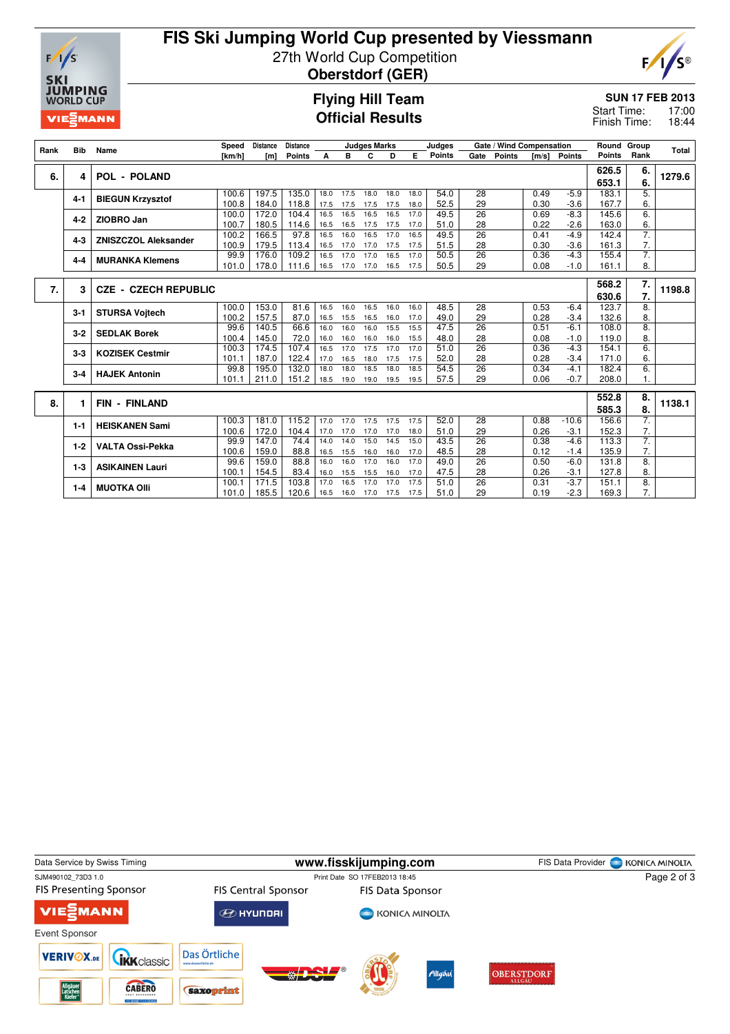# FIS Ski Jumping World Cup presented by Viessmann

27th World Cup Competition

**Oberstdorf (GER)**

## Flying Hill Team
## Official Results

**SUN 17 FEB 2013**

Start Time: 17:00

Finish Time: 18:44

| Rank | Bib | Name | Speed [km/h] | Distance [m] | Distance Points | A | B | C | D | E | Judges Points | Gate | Gate Points | Wind [m/s] | Wind Points | Round Points | Group Rank | Total |
|---|---|---|---|---|---|---|---|---|---|---|---|---|---|---|---|---|---|---|
| 6. | 4 | POL - POLAND | | | | | | | | | | | | | | 626.5 / 653.1 | 6. / 6. | 1279.6 |
| | 4-1 | BIEGUN Krzysztof | 100.6 | 197.5 | 135.0 | 18.0 | 17.5 | 18.0 | 18.0 | 18.0 | 54.0 | 28 | | 0.49 | -5.9 | 183.1 | 5. | |
| | | | 100.8 | 184.0 | 118.8 | 17.5 | 17.5 | 17.5 | 17.5 | 18.0 | 52.5 | 29 | | 0.30 | -3.6 | 167.7 | 6. | |
| | 4-2 | ZIOBRO Jan | 100.0 | 172.0 | 104.4 | 16.5 | 16.5 | 16.5 | 16.5 | 17.0 | 49.5 | 26 | | 0.69 | -8.3 | 145.6 | 6. | |
| | | | 100.7 | 180.5 | 114.6 | 16.5 | 16.5 | 17.5 | 17.5 | 17.0 | 51.0 | 28 | | 0.22 | -2.6 | 163.0 | 6. | |
| | 4-3 | ZNISZCZOL Aleksander | 100.2 | 166.5 | 97.8 | 16.5 | 16.0 | 16.5 | 17.0 | 16.5 | 49.5 | 26 | | 0.41 | -4.9 | 142.4 | 7. | |
| | | | 100.9 | 179.5 | 113.4 | 16.5 | 17.0 | 17.0 | 17.5 | 17.5 | 51.5 | 28 | | 0.30 | -3.6 | 161.3 | 7. | |
| | 4-4 | MURANKA Klemens | 99.9 | 176.0 | 109.2 | 16.5 | 17.0 | 17.0 | 16.5 | 17.0 | 50.5 | 26 | | 0.36 | -4.3 | 155.4 | 7. | |
| | | | 101.0 | 178.0 | 111.6 | 16.5 | 17.0 | 17.0 | 16.5 | 17.5 | 50.5 | 29 | | 0.08 | -1.0 | 161.1 | 8. | |
| 7. | 3 | CZE - CZECH REPUBLIC | | | | | | | | | | | | | | 568.2 / 630.6 | 7. / 7. | 1198.8 |
| | 3-1 | STURSA Vojtech | 100.0 | 153.0 | 81.6 | 16.5 | 16.0 | 16.5 | 16.0 | 16.0 | 48.5 | 28 | | 0.53 | -6.4 | 123.7 | 8. | |
| | | | 100.2 | 157.5 | 87.0 | 16.5 | 15.5 | 16.5 | 16.0 | 17.0 | 49.0 | 29 | | 0.28 | -3.4 | 132.6 | 8. | |
| | 3-2 | SEDLAK Borek | 99.6 | 140.5 | 66.6 | 16.0 | 16.0 | 16.0 | 15.5 | 15.5 | 47.5 | 26 | | 0.51 | -6.1 | 108.0 | 8. | |
| | | | 100.4 | 145.0 | 72.0 | 16.0 | 16.0 | 16.0 | 16.0 | 15.5 | 48.0 | 28 | | 0.08 | -1.0 | 119.0 | 8. | |
| | 3-3 | KOZISEK Cestmir | 100.3 | 174.5 | 107.4 | 16.5 | 17.0 | 17.5 | 17.0 | 17.0 | 51.0 | 26 | | 0.36 | -4.3 | 154.1 | 6. | |
| | | | 101.1 | 187.0 | 122.4 | 17.0 | 16.5 | 18.0 | 17.5 | 17.5 | 52.0 | 28 | | 0.28 | -3.4 | 171.0 | 6. | |
| | 3-4 | HAJEK Antonin | 99.8 | 195.0 | 132.0 | 18.0 | 18.0 | 18.5 | 18.0 | 18.5 | 54.5 | 26 | | 0.34 | -4.1 | 182.4 | 6. | |
| | | | 101.1 | 211.0 | 151.2 | 18.5 | 19.0 | 19.0 | 19.5 | 19.5 | 57.5 | 29 | | 0.06 | -0.7 | 208.0 | 1. | |
| 8. | 1 | FIN - FINLAND | | | | | | | | | | | | | | 552.8 / 585.3 | 8. / 8. | 1138.1 |
| | 1-1 | HEISKANEN Sami | 100.3 | 181.0 | 115.2 | 17.0 | 17.0 | 17.5 | 17.5 | 17.5 | 52.0 | 28 | | 0.88 | -10.6 | 156.6 | 7. | |
| | | | 100.6 | 172.0 | 104.4 | 17.0 | 17.0 | 17.0 | 17.0 | 18.0 | 51.0 | 29 | | 0.26 | -3.1 | 152.3 | 7. | |
| | 1-2 | VALTA Ossi-Pekka | 99.9 | 147.0 | 74.4 | 14.0 | 14.0 | 15.0 | 14.5 | 15.0 | 43.5 | 26 | | 0.38 | -4.6 | 113.3 | 7. | |
| | | | 100.6 | 159.0 | 88.8 | 16.5 | 15.5 | 16.0 | 16.0 | 17.0 | 48.5 | 28 | | 0.12 | -1.4 | 135.9 | 7. | |
| | 1-3 | ASIKAINEN Lauri | 99.6 | 159.0 | 88.8 | 16.0 | 16.0 | 17.0 | 16.0 | 17.0 | 49.0 | 26 | | 0.50 | -6.0 | 131.8 | 8. | |
| | | | 100.1 | 154.5 | 83.4 | 16.0 | 15.5 | 15.5 | 16.0 | 17.0 | 47.5 | 28 | | 0.26 | -3.1 | 127.8 | 8. | |
| | 1-4 | MUOTKA Olli | 100.1 | 171.5 | 103.8 | 17.0 | 16.5 | 17.0 | 17.0 | 17.5 | 51.0 | 26 | | 0.31 | -3.7 | 151.1 | 8. | |
| | | | 101.0 | 185.5 | 120.6 | 16.5 | 16.0 | 17.0 | 17.5 | 17.5 | 51.0 | 29 | | 0.19 | -2.3 | 169.3 | 7. | |

Data Service by Swiss Timing — www.fisskijumping.com — FIS Data Provider KONICA MINOLTA

SJM490102_73D3 1.0 — Print Date SO 17FEB2013 18:45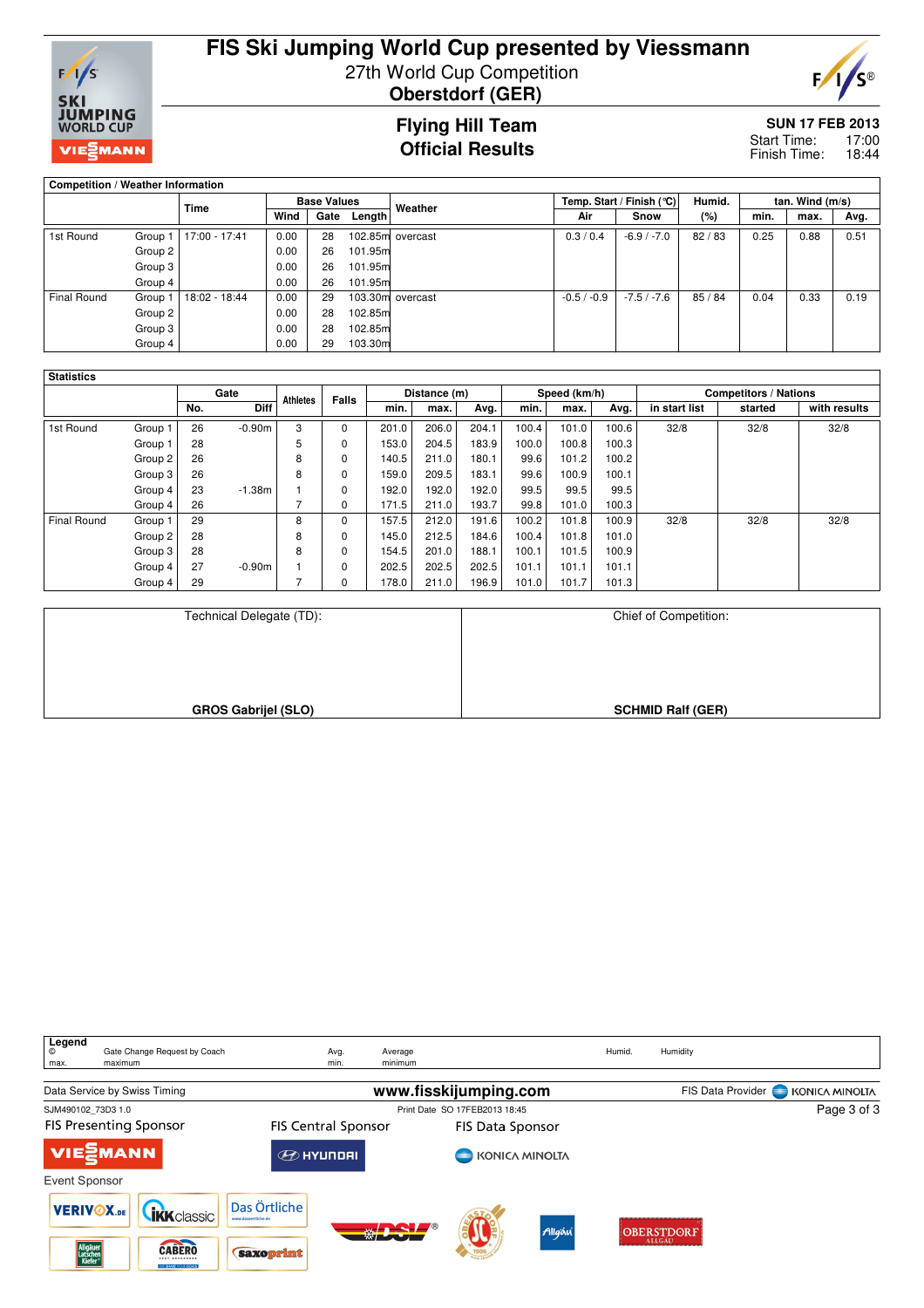# FIS Ski Jumping World Cup presented by Viessmann

27th World Cup Competition

**Oberstdorf (GER)**

## Flying Hill Team
## Official Results

**SUN 17 FEB 2013**

Start Time: 17:00

Finish Time: 18:44

**Competition / Weather Information**

| | | Time | Base Values | | | Weather | Temp. Start / Finish (°C) | | Humid. | tan. Wind (m/s) | | |
|---|---|---|---|---|---|---|---|---|---|---|---|---|
| | | | Wind | Gate | Length | | Air | Snow | (%) | min. | max. | Avg. |
| 1st Round | Group 1 | 17:00 - 17:41 | 0.00 | 28 | 102.85m | overcast | 0.3 / 0.4 | -6.9 / -7.0 | 82 / 83 | 0.25 | 0.88 | 0.51 |
| | Group 2 | | 0.00 | 26 | 101.95m | | | | | | | |
| | Group 3 | | 0.00 | 26 | 101.95m | | | | | | | |
| | Group 4 | | 0.00 | 26 | 101.95m | | | | | | | |
| Final Round | Group 1 | 18:02 - 18:44 | 0.00 | 29 | 103.30m | overcast | -0.5 / -0.9 | -7.5 / -7.6 | 85 / 84 | 0.04 | 0.33 | 0.19 |
| | Group 2 | | 0.00 | 28 | 102.85m | | | | | | | |
| | Group 3 | | 0.00 | 28 | 102.85m | | | | | | | |
| | Group 4 | | 0.00 | 29 | 103.30m | | | | | | | |

**Statistics**

| | | Gate | | Athletes | Falls | Distance (m) | | | Speed (km/h) | | | Competitors / Nations | | |
|---|---|---|---|---|---|---|---|---|---|---|---|---|---|---|
| | | No. | Diff | | | min. | max. | Avg. | min. | max. | Avg. | in start list | started | with results |
| 1st Round | Group 1 | 26 | -0.90m | 3 | 0 | 201.0 | 206.0 | 204.1 | 100.4 | 101.0 | 100.6 | 32/8 | 32/8 | 32/8 |
| | Group 1 | 28 | | 5 | 0 | 153.0 | 204.5 | 183.9 | 100.0 | 100.8 | 100.3 | | | |
| | Group 2 | 26 | | 8 | 0 | 140.5 | 211.0 | 180.1 | 99.6 | 101.2 | 100.2 | | | |
| | Group 3 | 26 | | 8 | 0 | 159.0 | 209.5 | 183.1 | 99.6 | 100.9 | 100.1 | | | |
| | Group 4 | 23 | -1.38m | 1 | 0 | 192.0 | 192.0 | 192.0 | 99.5 | 99.5 | 99.5 | | | |
| | Group 4 | 26 | | 7 | 0 | 171.5 | 211.0 | 193.7 | 99.8 | 101.0 | 100.3 | | | |
| Final Round | Group 1 | 29 | | 8 | 0 | 157.5 | 212.0 | 191.6 | 100.2 | 101.8 | 100.9 | 32/8 | 32/8 | 32/8 |
| | Group 2 | 28 | | 8 | 0 | 145.0 | 212.5 | 184.6 | 100.4 | 101.8 | 101.0 | | | |
| | Group 3 | 28 | | 8 | 0 | 154.5 | 201.0 | 188.1 | 100.1 | 101.5 | 100.9 | | | |
| | Group 4 | 27 | -0.90m | 1 | 0 | 202.5 | 202.5 | 202.5 | 101.1 | 101.1 | 101.1 | | | |
| | Group 4 | 29 | | 7 | 0 | 178.0 | 211.0 | 196.9 | 101.0 | 101.7 | 101.3 | | | |

| Technical Delegate (TD): | Chief of Competition: |
|---|---|
| **GROS Gabrijel (SLO)** | **SCHMID Ralf (GER)** |

**Legend**

© Gate Change Request by Coach · max. maximum · Avg. Average · min. minimum · Humid. Humidity

Data Service by Swiss Timing · www.fisskijumping.com · FIS Data Provider KONICA MINOLTA

SJM490102_73D3 1.0 · Print Date SO 17FEB2013 18:45

FIS Presenting Sponsor: VIESSMANN · FIS Central Sponsor: HYUNDAI · FIS Data Sponsor: KONICA MINOLTA

Event Sponsor